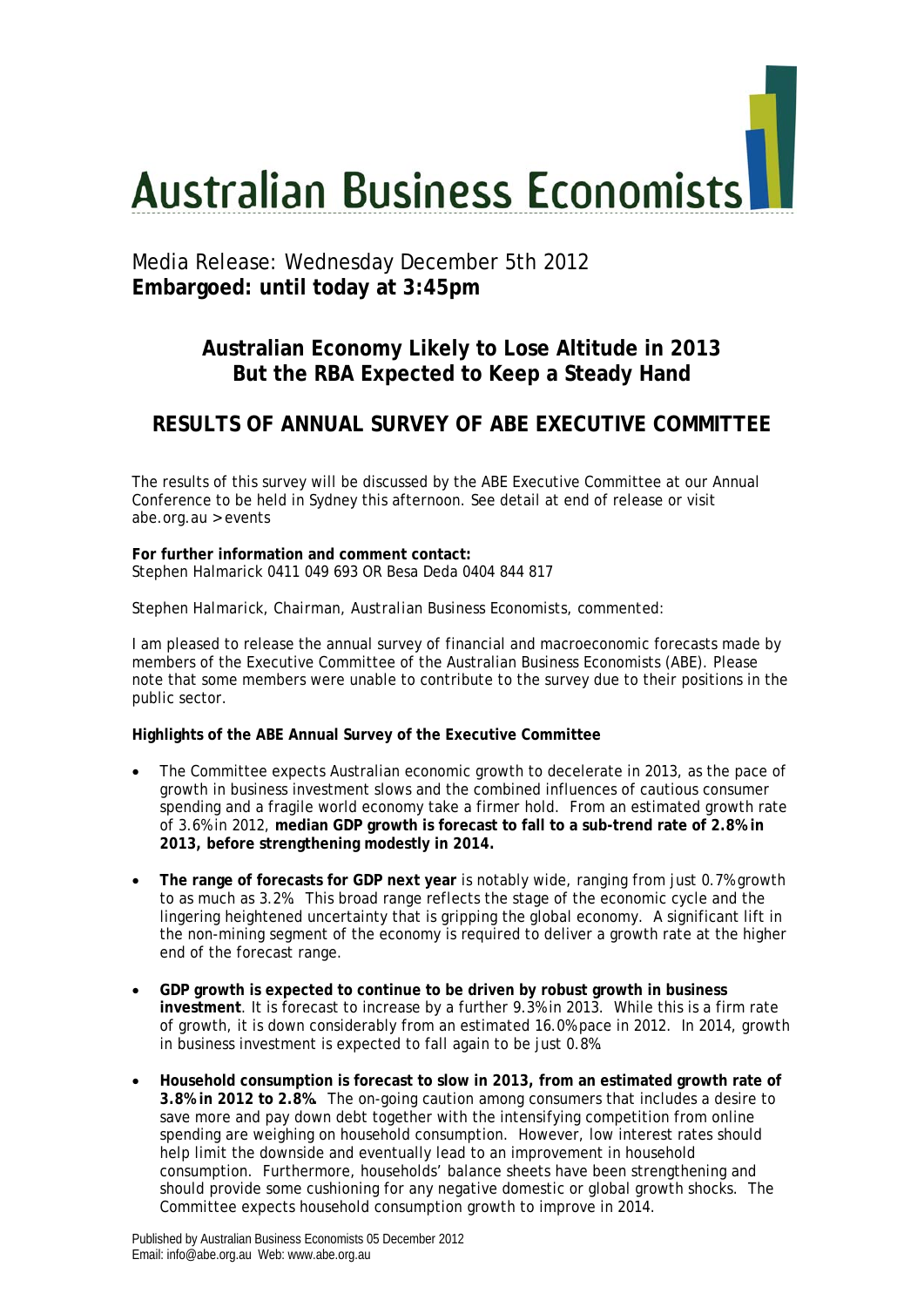# Australian Business Economists

Media Release: Wednesday December 5th 2012
**Embargoed: until today at 3:45pm**

## Australian Economy Likely to Lose Altitude in 2013
## But the RBA Expected to Keep a Steady Hand

## RESULTS OF ANNUAL SURVEY OF ABE EXECUTIVE COMMITTEE

The results of this survey will be discussed by the ABE Executive Committee at our Annual Conference to be held in Sydney this afternoon. See detail at end of release or visit abe.org.au > events

**For further information and comment contact:**
Stephen Halmarick 0411 049 693 OR Besa Deda 0404 844 817

Stephen Halmarick, Chairman, *Australian Business Economists*, commented:

I am pleased to release the annual survey of financial and macroeconomic forecasts made by members of the Executive Committee of the Australian Business Economists (ABE). Please note that some members were unable to contribute to the survey due to their positions in the public sector.

**Highlights of the ABE Annual Survey of the Executive Committee**

- The Committee expects Australian economic growth to decelerate in 2013, as the pace of growth in business investment slows and the combined influences of cautious consumer spending and a fragile world economy take a firmer hold. From an estimated growth rate of 3.6% in 2012, **median GDP growth is forecast to fall to a sub-trend rate of 2.8% in 2013, before strengthening modestly in 2014.**
- **The range of forecasts for GDP next year** is notably wide, ranging from just 0.7% growth to as much as 3.2%. This broad range reflects the stage of the economic cycle and the lingering heightened uncertainty that is gripping the global economy. A significant lift in the non-mining segment of the economy is required to deliver a growth rate at the higher end of the forecast range.
- **GDP growth is expected to continue to be driven by robust growth in business investment**. It is forecast to increase by a further 9.3% in 2013. While this is a firm rate of growth, it is down considerably from an estimated 16.0% pace in 2012. In 2014, growth in business investment is expected to fall again to be just 0.8%.
- **Household consumption is forecast to slow in 2013, from an estimated growth rate of 3.8% in 2012 to 2.8%.** The on-going caution among consumers that includes a desire to save more and pay down debt together with the intensifying competition from online spending are weighing on household consumption. However, low interest rates should help limit the downside and eventually lead to an improvement in household consumption. Furthermore, households' balance sheets have been strengthening and should provide some cushioning for any negative domestic or global growth shocks. The Committee expects household consumption growth to improve in 2014.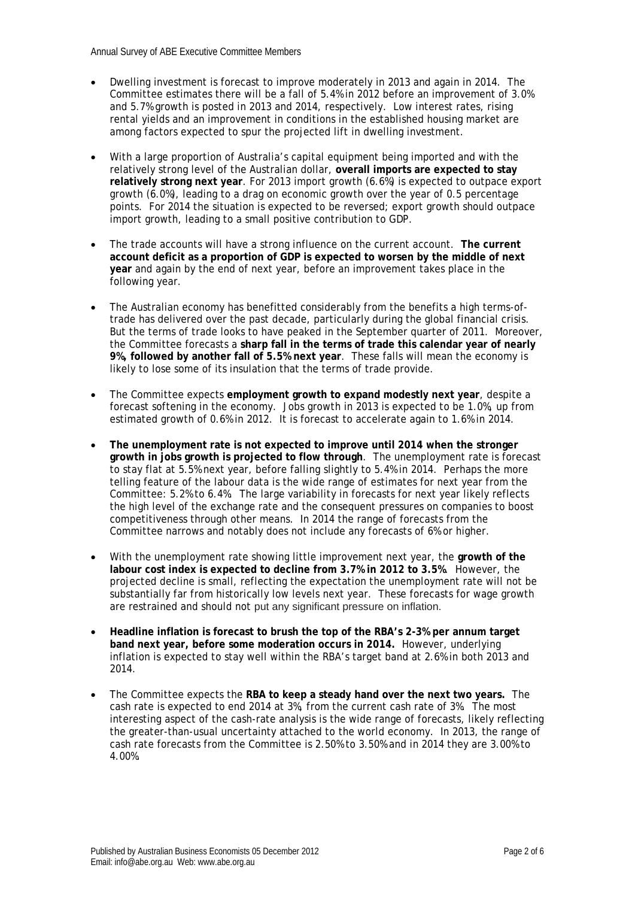- Dwelling investment is forecast to improve moderately in 2013 and again in 2014. The Committee estimates there will be a fall of 5.4% in 2012 before an improvement of 3.0% and 5.7% growth is posted in 2013 and 2014, respectively. Low interest rates, rising rental yields and an improvement in conditions in the established housing market are among factors expected to spur the projected lift in dwelling investment.

- With a large proportion of Australia's capital equipment being imported and with the relatively strong level of the Australian dollar, **overall imports are expected to stay relatively strong next year**. For 2013 import growth (6.6%) is expected to outpace export growth (6.0%), leading to a drag on economic growth over the year of 0.5 percentage points. For 2014 the situation is expected to be reversed; export growth should outpace import growth, leading to a small positive contribution to GDP.

- The trade accounts will have a strong influence on the current account. **The current account deficit as a proportion of GDP is expected to worsen by the middle of next year** and again by the end of next year, before an improvement takes place in the following year.

- The Australian economy has benefitted considerably from the benefits a high terms-of-trade has delivered over the past decade, particularly during the global financial crisis. But the terms of trade looks to have peaked in the September quarter of 2011. Moreover, the Committee forecasts a **sharp fall in the terms of trade this calendar year of nearly 9%, followed by another fall of 5.5% next year**. These falls will mean the economy is likely to lose some of its insulation that the terms of trade provide.

- The Committee expects **employment growth to expand modestly next year**, despite a forecast softening in the economy. Jobs growth in 2013 is expected to be 1.0%, up from estimated growth of 0.6% in 2012. It is forecast to accelerate again to 1.6% in 2014.

- **The unemployment rate is not expected to improve until 2014 when the stronger growth in jobs growth is projected to flow through**. The unemployment rate is forecast to stay flat at 5.5% next year, before falling slightly to 5.4% in 2014. Perhaps the more telling feature of the labour data is the wide range of estimates for next year from the Committee: 5.2% to 6.4%. The large variability in forecasts for next year likely reflects the high level of the exchange rate and the consequent pressures on companies to boost competitiveness through other means. In 2014 the range of forecasts from the Committee narrows and notably does not include any forecasts of 6% or higher.

- With the unemployment rate showing little improvement next year, the **growth of the labour cost index is expected to decline from 3.7% in 2012 to 3.5%**. However, the projected decline is small, reflecting the expectation the unemployment rate will not be substantially far from historically low levels next year. These forecasts for wage growth are restrained and should not put any significant pressure on inflation.

- **Headline inflation is forecast to brush the top of the RBA's 2-3% per annum target band next year, before some moderation occurs in 2014.** However, underlying inflation is expected to stay well within the RBA's target band at 2.6% in both 2013 and 2014.

- The Committee expects the **RBA to keep a steady hand over the next two years.** The cash rate is expected to end 2014 at 3%, from the current cash rate of 3%. The most interesting aspect of the cash-rate analysis is the wide range of forecasts, likely reflecting the greater-than-usual uncertainty attached to the world economy. In 2013, the range of cash rate forecasts from the Committee is 2.50% to 3.50% and in 2014 they are 3.00% to 4.00%.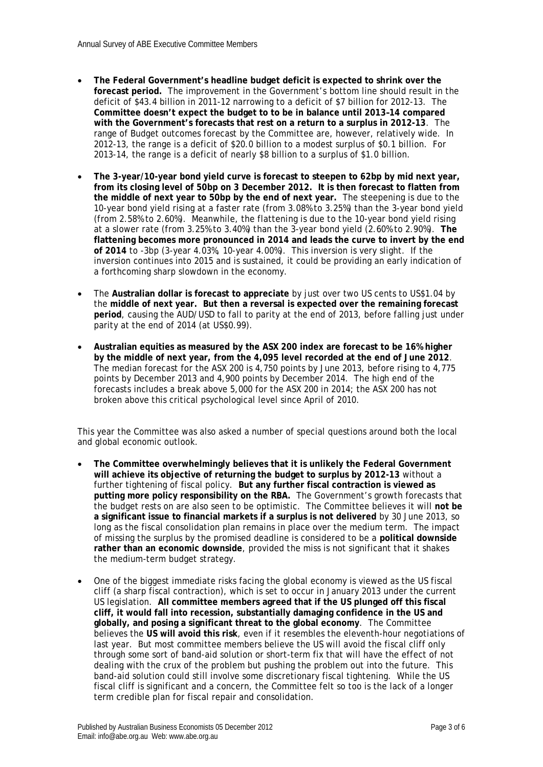- **The Federal Government's headline budget deficit is expected to shrink over the forecast period.** The improvement in the Government's bottom line should result in the deficit of $43.4 billion in 2011-12 narrowing to a deficit of $7 billion for 2012-13. The **Committee doesn't expect the budget to to be in balance until 2013–14 compared with the Government's forecasts that rest on a return to a surplus in 2012-13**. The range of Budget outcomes forecast by the Committee are, however, relatively wide. In 2012-13, the range is a deficit of $20.0 billion to a modest surplus of $0.1 billion. For 2013-14, the range is a deficit of nearly $8 billion to a surplus of $1.0 billion.

- **The 3-year/10-year bond yield curve is forecast to steepen to 62bp by mid next year, from its closing level of 50bp on 3 December 2012. It is then forecast to flatten from the middle of next year to 50bp by the end of next year.** The steepening is due to the 10-year bond yield rising at a faster rate (from 3.08% to 3.25%) than the 3-year bond yield (from 2.58% to 2.60%). Meanwhile, the flattening is due to the 10-year bond yield rising at a slower rate (from 3.25% to 3.40%) than the 3-year bond yield (2.60% to 2.90%). **The flattening becomes more pronounced in 2014 and leads the curve to invert by the end of 2014** to -3bp (3-year 4.03%, 10-year 4.00%). This inversion is very slight. If the inversion continues into 2015 and is sustained, it could be providing an early indication of a forthcoming sharp slowdown in the economy.

- The **Australian dollar is forecast to appreciate** by just over two US cents to US$1.04 by the **middle of next year. But then a reversal is expected over the remaining forecast period**, causing the AUD/USD to fall to parity at the end of 2013, before falling just under parity at the end of 2014 (at US$0.99).

- **Australian equities as measured by the ASX 200 index are forecast to be 16% higher by the middle of next year, from the 4,095 level recorded at the end of June 2012**. The median forecast for the ASX 200 is 4,750 points by June 2013, before rising to 4,775 points by December 2013 and 4,900 points by December 2014. The high end of the forecasts includes a break above 5,000 for the ASX 200 in 2014; the ASX 200 has not broken above this critical psychological level since April of 2010.

This year the Committee was also asked a number of special questions around both the local and global economic outlook.

- **The Committee overwhelmingly believes that it is unlikely the Federal Government will achieve its objective of returning the budget to surplus by 2012-13** without a further tightening of fiscal policy. **But any further fiscal contraction is viewed as putting more policy responsibility on the RBA.** The Government's growth forecasts that the budget rests on are also seen to be optimistic. The Committee believes it will **not be a significant issue to financial markets if a surplus is not delivered** by 30 June 2013, so long as the fiscal consolidation plan remains in place over the medium term. The impact of missing the surplus by the promised deadline is considered to be a **political downside rather than an economic downside**, provided the miss is not significant that it shakes the medium-term budget strategy.

- One of the biggest immediate risks facing the global economy is viewed as the US fiscal cliff (a sharp fiscal contraction), which is set to occur in January 2013 under the current US legislation. **All committee members agreed that if the US plunged off this fiscal cliff, it would fall into recession, substantially damaging confidence in the US and globally, and posing a significant threat to the global economy**. The Committee believes the **US will avoid this risk**, even if it resembles the eleventh-hour negotiations of last year. But most committee members believe the US will avoid the fiscal cliff only through some sort of band-aid solution or short-term fix that will have the effect of not dealing with the crux of the problem but pushing the problem out into the future. This band-aid solution could still involve some discretionary fiscal tightening. While the US fiscal cliff is significant and a concern, the Committee felt so too is the lack of a longer term credible plan for fiscal repair and consolidation.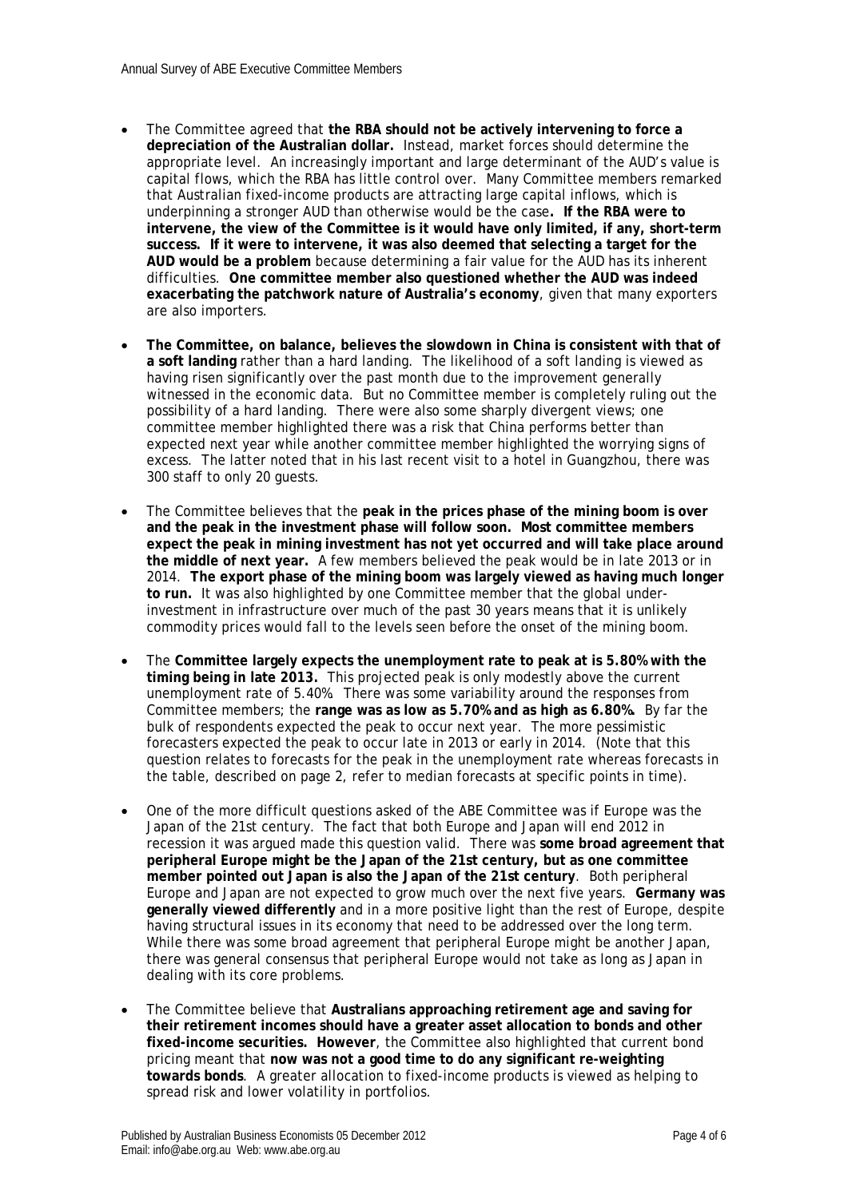- The Committee agreed that **the RBA should not be actively intervening to force a depreciation of the Australian dollar.** Instead, market forces should determine the appropriate level. An increasingly important and large determinant of the AUD's value is capital flows, which the RBA has little control over. Many Committee members remarked that Australian fixed-income products are attracting large capital inflows, which is underpinning a stronger AUD than otherwise would be the case**. If the RBA were to intervene, the view of the Committee is it would have only limited, if any, short-term success. If it were to intervene, it was also deemed that selecting a target for the AUD would be a problem** because determining a fair value for the AUD has its inherent difficulties. **One committee member also questioned whether the AUD was indeed exacerbating the patchwork nature of Australia's economy**, given that many exporters are also importers.

- **The Committee, on balance, believes the slowdown in China is consistent with that of a soft landing** rather than a hard landing. The likelihood of a soft landing is viewed as having risen significantly over the past month due to the improvement generally witnessed in the economic data. But no Committee member is completely ruling out the possibility of a hard landing. There were also some sharply divergent views; one committee member highlighted there was a risk that China performs better than expected next year while another committee member highlighted the worrying signs of excess. The latter noted that in his last recent visit to a hotel in Guangzhou, there was 300 staff to only 20 guests.

- The Committee believes that the **peak in the prices phase of the mining boom is over and the peak in the investment phase will follow soon. Most committee members expect the peak in mining investment has not yet occurred and will take place around the middle of next year.** A few members believed the peak would be in late 2013 or in 2014. **The export phase of the mining boom was largely viewed as having much longer to run.** It was also highlighted by one Committee member that the global under-investment in infrastructure over much of the past 30 years means that it is unlikely commodity prices would fall to the levels seen before the onset of the mining boom.

- The **Committee largely expects the unemployment rate to peak at is 5.80% with the timing being in late 2013.** This projected peak is only modestly above the current unemployment rate of 5.40%. There was some variability around the responses from Committee members; the **range was as low as 5.70% and as high as 6.80%.** By far the bulk of respondents expected the peak to occur next year. The more pessimistic forecasters expected the peak to occur late in 2013 or early in 2014. (Note that this question relates to forecasts for the peak in the unemployment rate whereas forecasts in the table, described on page 2, refer to median forecasts at specific points in time).

- One of the more difficult questions asked of the ABE Committee was if Europe was the Japan of the 21st century. The fact that both Europe and Japan will end 2012 in recession it was argued made this question valid. There was **some broad agreement that peripheral Europe might be the Japan of the 21st century, but as one committee member pointed out Japan is also the Japan of the 21st century**. Both peripheral Europe and Japan are not expected to grow much over the next five years. **Germany was generally viewed differently** and in a more positive light than the rest of Europe, despite having structural issues in its economy that need to be addressed over the long term. While there was some broad agreement that peripheral Europe might be another Japan, there was general consensus that peripheral Europe would not take as long as Japan in dealing with its core problems.

- The Committee believe that **Australians approaching retirement age and saving for their retirement incomes should have a greater asset allocation to bonds and other fixed-income securities. However**, the Committee also highlighted that current bond pricing meant that **now was not a good time to do any significant re-weighting towards bonds**. A greater allocation to fixed-income products is viewed as helping to spread risk and lower volatility in portfolios.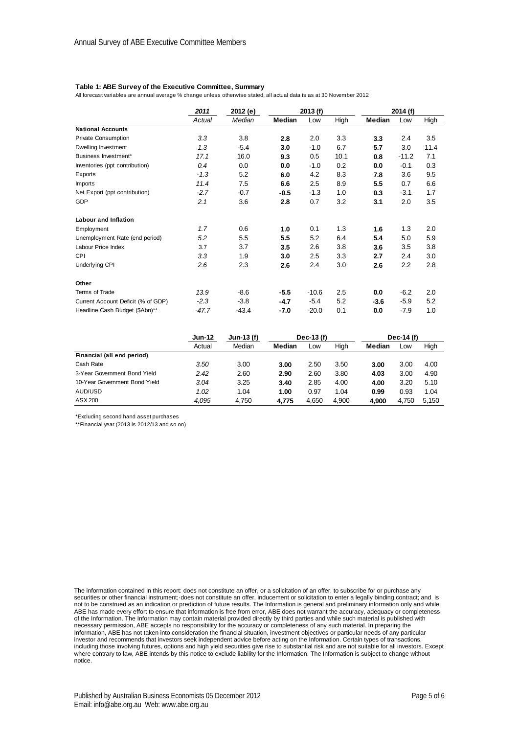Annual Survey of ABE Executive Committee Members

**Table 1: ABE Survey of the Executive Committee, Summary**

All forecast variables are annual average % change unless otherwise stated, all actual data is as at 30 November 2012

| | 2011 | 2012 (e) | 2013 (f) | | | 2014 (f) | | |
|---|---|---|---|---|---|---|---|---|
| | *Actual* | *Median* | **Median** | Low | High | **Median** | Low | High |
| **National Accounts** | | | | | | | | |
| Private Consumption | *3.3* | 3.8 | **2.8** | 2.0 | 3.3 | **3.3** | 2.4 | 3.5 |
| Dwelling Investment | *1.3* | -5.4 | **3.0** | -1.0 | 6.7 | **5.7** | 3.0 | 11.4 |
| Business Investment* | *17.1* | 16.0 | **9.3** | 0.5 | 10.1 | **0.8** | -11.2 | 7.1 |
| Inventories (ppt contribution) | *0.4* | 0.0 | **0.0** | -1.0 | 0.2 | **0.0** | -0.1 | 0.3 |
| Exports | *-1.3* | 5.2 | **6.0** | 4.2 | 8.3 | **7.8** | 3.6 | 9.5 |
| Imports | *11.4* | 7.5 | **6.6** | 2.5 | 8.9 | **5.5** | 0.7 | 6.6 |
| Net Export (ppt contribution) | *-2.7* | -0.7 | **-0.5** | -1.3 | 1.0 | **0.3** | -3.1 | 1.7 |
| GDP | *2.1* | 3.6 | **2.8** | 0.7 | 3.2 | **3.1** | 2.0 | 3.5 |
| **Labour and Inflation** | | | | | | | | |
| Employment | *1.7* | 0.6 | **1.0** | 0.1 | 1.3 | **1.6** | 1.3 | 2.0 |
| Unemployment Rate (end period) | *5.2* | 5.5 | **5.5** | 5.2 | 6.4 | **5.4** | 5.0 | 5.9 |
| Labour Price Index | 3.7 | 3.7 | **3.5** | 2.6 | 3.8 | **3.6** | 3.5 | 3.8 |
| CPI | *3.3* | 1.9 | **3.0** | 2.5 | 3.3 | **2.7** | 2.4 | 3.0 |
| Underlying CPI | *2.6* | 2.3 | **2.6** | 2.4 | 3.0 | **2.6** | 2.2 | 2.8 |
| **Other** | | | | | | | | |
| Terms of Trade | *13.9* | -8.6 | **-5.5** | -10.6 | 2.5 | **0.0** | -6.2 | 2.0 |
| Current Account Deficit (% of GDP) | *-2.3* | -3.8 | **-4.7** | -5.4 | 5.2 | **-3.6** | -5.9 | 5.2 |
| Headline Cash Budget ($Abn)** | *-47.7* | -43.4 | **-7.0** | -20.0 | 0.1 | **0.0** | -7.9 | 1.0 |

| | Jun-12 | Jun-13 (f) | Dec-13 (f) | | | Dec-14 (f) | | |
|---|---|---|---|---|---|---|---|---|
| | Actual | Median | **Median** | Low | High | **Median** | Low | High |
| **Financial (all end period)** | | | | | | | | |
| Cash Rate | *3.50* | 3.00 | **3.00** | 2.50 | 3.50 | **3.00** | 3.00 | 4.00 |
| 3-Year Government Bond Yield | *2.42* | 2.60 | **2.90** | 2.60 | 3.80 | **4.03** | 3.00 | 4.90 |
| 10-Year Government Bond Yield | *3.04* | 3.25 | **3.40** | 2.85 | 4.00 | **4.00** | 3.20 | 5.10 |
| AUD/USD | *1.02* | 1.04 | **1.00** | 0.97 | 1.04 | **0.99** | 0.93 | 1.04 |
| ASX 200 | *4,095* | 4,750 | **4,775** | 4,650 | 4,900 | **4,900** | 4,750 | 5,150 |

*Excluding second hand asset purchases

**Financial year (2013 is 2012/13 and so on)

The information contained in this report: does not constitute an offer, or a solicitation of an offer, to subscribe for or purchase any securities or other financial instrument; does not constitute an offer, inducement or solicitation to enter a legally binding contract; and is not to be construed as an indication or prediction of future results. The Information is general and preliminary information only and while ABE has made every effort to ensure that information is free from error, ABE does not warrant the accuracy, adequacy or completeness of the Information. The Information may contain material provided directly by third parties and while such material is published with necessary permission, ABE accepts no responsibility for the accuracy or completeness of any such material. In preparing the Information, ABE has not taken into consideration the financial situation, investment objectives or particular needs of any particular investor and recommends that investors seek independent advice before acting on the Information. Certain types of transactions, including those involving futures, options and high yield securities give rise to substantial risk and are not suitable for all investors. Except where contrary to law, ABE intends by this notice to exclude liability for the Information. The Information is subject to change without notice.

Published by Australian Business Economists 05 December 2012
Email: info@abe.org.au Web: www.abe.org.au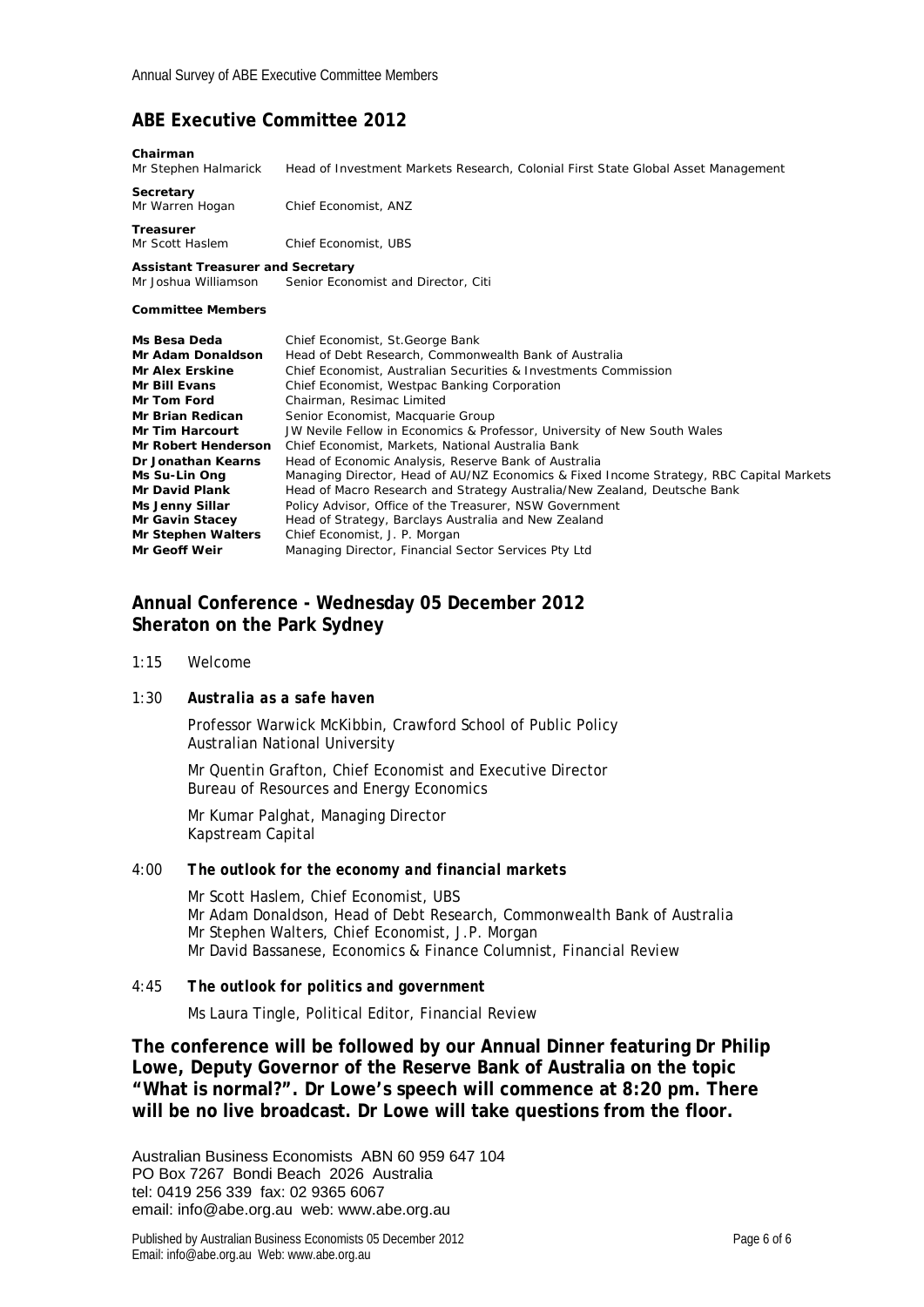## ABE Executive Committee 2012

**Chairman**
Mr Stephen Halmarick — Head of Investment Markets Research, Colonial First State Global Asset Management

**Secretary**
Mr Warren Hogan — Chief Economist, ANZ

**Treasurer**
Mr Scott Haslem — Chief Economist, UBS

**Assistant Treasurer and Secretary**
Mr Joshua Williamson — Senior Economist and Director, Citi

**Committee Members**

| | |
|---|---|
| **Ms Besa Deda** | Chief Economist, St.George Bank |
| **Mr Adam Donaldson** | Head of Debt Research, Commonwealth Bank of Australia |
| **Mr Alex Erskine** | Chief Economist, Australian Securities & Investments Commission |
| **Mr Bill Evans** | Chief Economist, Westpac Banking Corporation |
| **Mr Tom Ford** | Chairman, Resimac Limited |
| **Mr Brian Redican** | Senior Economist, Macquarie Group |
| **Mr Tim Harcourt** | JW Nevile Fellow in Economics & Professor, University of New South Wales |
| **Mr Robert Henderson** | Chief Economist, Markets, National Australia Bank |
| **Dr Jonathan Kearns** | Head of Economic Analysis, Reserve Bank of Australia |
| **Ms Su-Lin Ong** | Managing Director, Head of AU/NZ Economics & Fixed Income Strategy, RBC Capital Markets |
| **Mr David Plank** | Head of Macro Research and Strategy Australia/New Zealand, Deutsche Bank |
| **Ms Jenny Sillar** | Policy Advisor, Office of the Treasurer, NSW Government |
| **Mr Gavin Stacey** | Head of Strategy, Barclays Australia and New Zealand |
| **Mr Stephen Walters** | Chief Economist, J. P. Morgan |
| **Mr Geoff Weir** | Managing Director, Financial Sector Services Pty Ltd |

## Annual Conference - Wednesday 05 December 2012
## Sheraton on the Park Sydney

1:15 Welcome

1:30 ***Australia as a safe haven***

Professor Warwick McKibbin, Crawford School of Public Policy
Australian National University

Mr Quentin Grafton, Chief Economist and Executive Director
Bureau of Resources and Energy Economics

Mr Kumar Palghat, Managing Director
Kapstream Capital

4:00 ***The outlook for the economy and financial markets***

Mr Scott Haslem, Chief Economist, UBS
Mr Adam Donaldson, Head of Debt Research, Commonwealth Bank of Australia
Mr Stephen Walters, Chief Economist, J.P. Morgan
Mr David Bassanese, Economics & Finance Columnist, Financial Review

4:45 ***The outlook for politics and government***

Ms Laura Tingle, Political Editor, Financial Review

**The conference will be followed by our Annual Dinner featuring Dr Philip Lowe, Deputy Governor of the Reserve Bank of Australia on the topic "What is normal?". Dr Lowe's speech will commence at 8:20 pm. There will be no live broadcast. Dr Lowe will take questions from the floor.**

Australian Business Economists ABN 60 959 647 104
PO Box 7267 Bondi Beach 2026 Australia
tel: 0419 256 339 fax: 02 9365 6067
email: info@abe.org.au web: www.abe.org.au